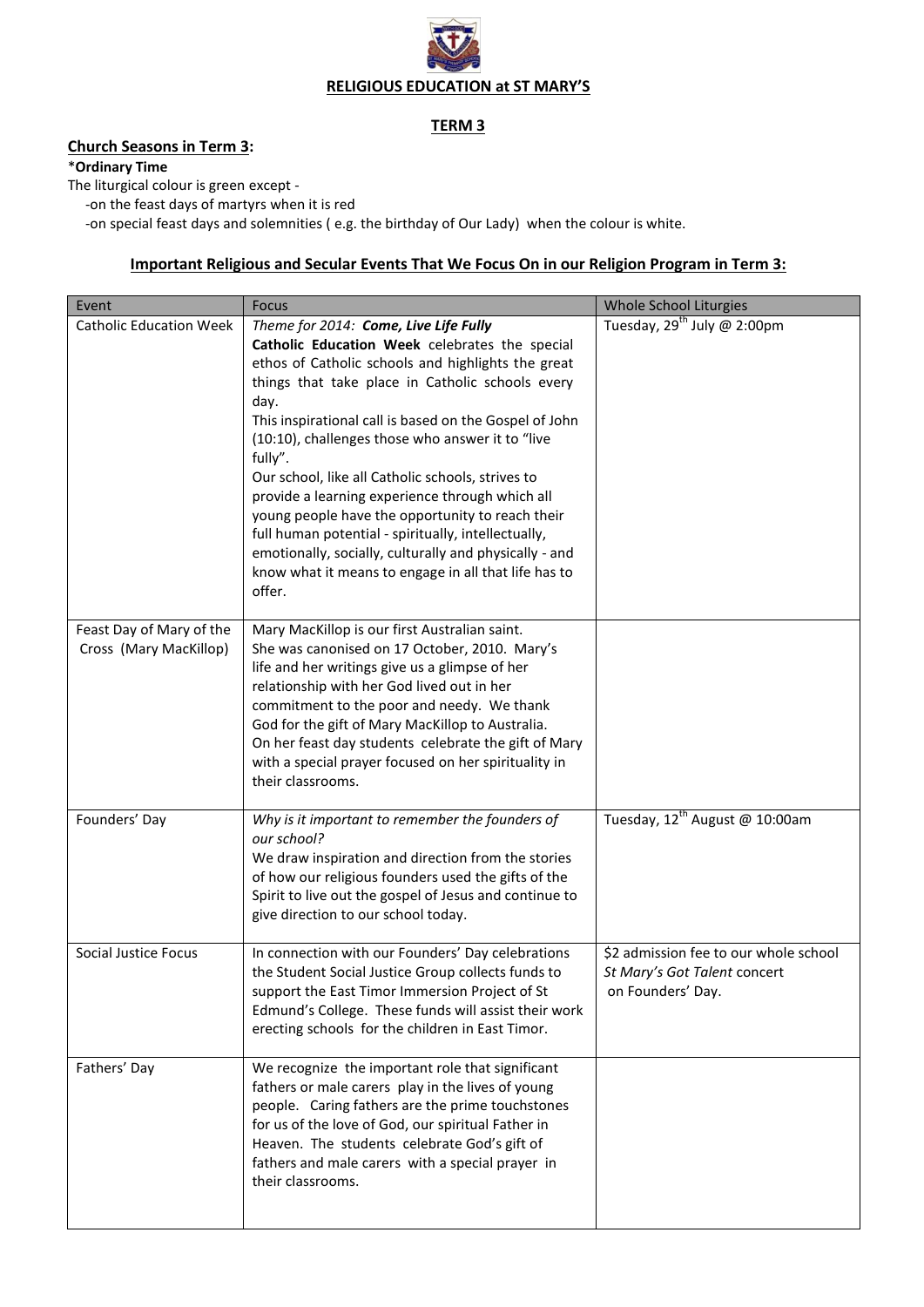**RELIGIOUS EDUCATION at ST MARY'S**

**TERM 3**

## Church Seasons in Term 3:

***Ordinary Time**

The liturgical colour is green except -

-on the feast days of martyrs when it is red

-on special feast days and solemnities ( e.g. the birthday of Our Lady) when the colour is white.

### Important Religious and Secular Events That We Focus On in our Religion Program in Term 3:

| Event | Focus | Whole School Liturgies |
|---|---|---|
| Catholic Education Week | *Theme for 2014:* ***Come, Live Life Fully*** **Catholic Education Week** celebrates the special ethos of Catholic schools and highlights the great things that take place in Catholic schools every day. This inspirational call is based on the Gospel of John (10:10), challenges those who answer it to "live fully". Our school, like all Catholic schools, strives to provide a learning experience through which all young people have the opportunity to reach their full human potential - spiritually, intellectually, emotionally, socially, culturally and physically - and know what it means to engage in all that life has to offer. | Tuesday, 29th July @ 2:00pm |
| Feast Day of Mary of the Cross (Mary MacKillop) | Mary MacKillop is our first Australian saint. She was canonised on 17 October, 2010. Mary's life and her writings give us a glimpse of her relationship with her God lived out in her commitment to the poor and needy. We thank God for the gift of Mary MacKillop to Australia. On her feast day students celebrate the gift of Mary with a special prayer focused on her spirituality in their classrooms. | |
| Founders' Day | *Why is it important to remember the founders of our school?* We draw inspiration and direction from the stories of how our religious founders used the gifts of the Spirit to live out the gospel of Jesus and continue to give direction to our school today. | Tuesday, 12th August @ 10:00am |
| Social Justice Focus | In connection with our Founders' Day celebrations the Student Social Justice Group collects funds to support the East Timor Immersion Project of St Edmund's College. These funds will assist their work erecting schools for the children in East Timor. | $2 admission fee to our whole school *St Mary's Got Talent* concert on Founders' Day. |
| Fathers' Day | We recognize the important role that significant fathers or male carers play in the lives of young people. Caring fathers are the prime touchstones for us of the love of God, our spiritual Father in Heaven. The students celebrate God's gift of fathers and male carers with a special prayer in their classrooms. | |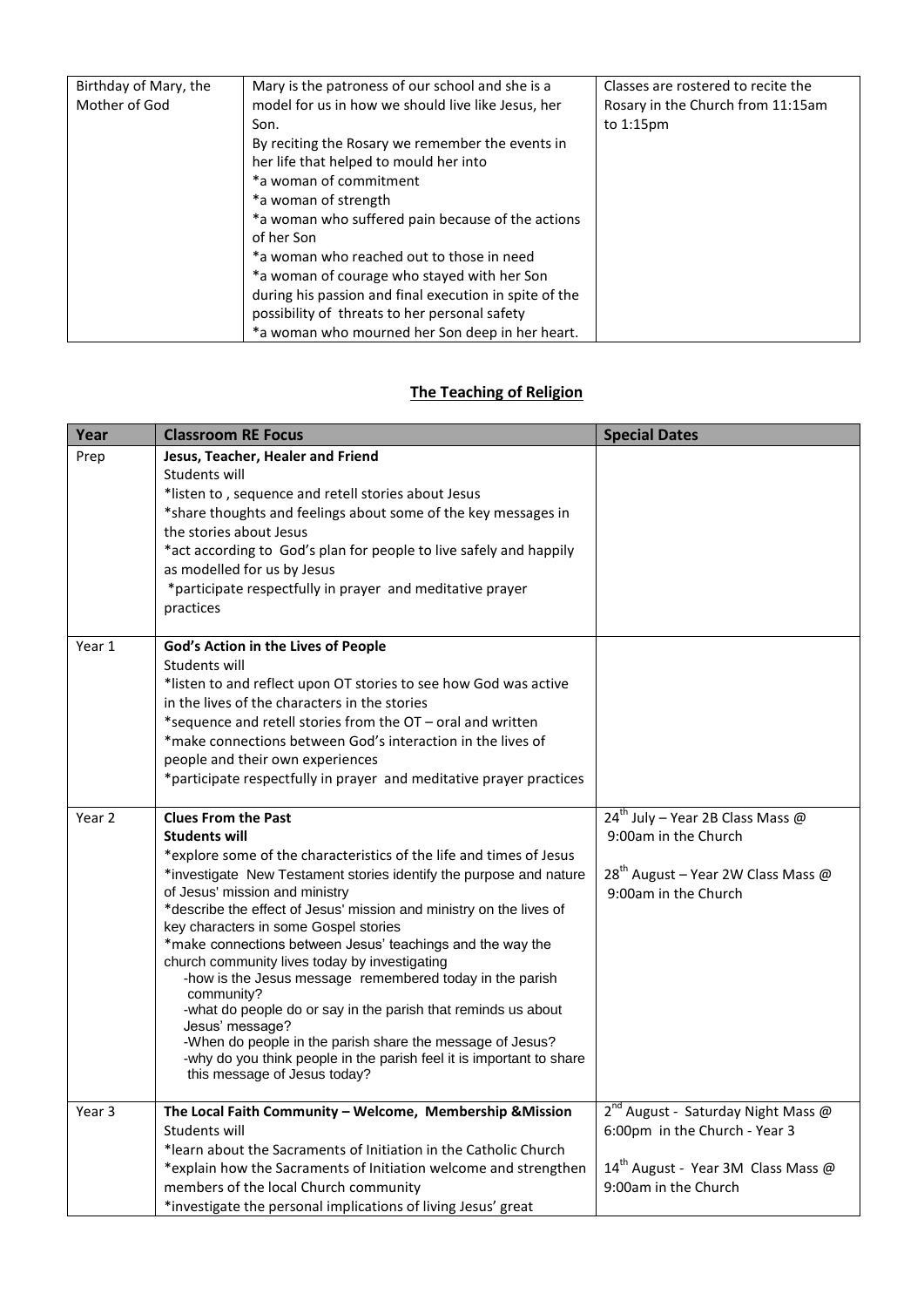| | | |
|---|---|---|
| Birthday of Mary, the Mother of God | Mary is the patroness of our school and she is a model for us in how we should live like Jesus, her Son.<br>By reciting the Rosary we remember the events in her life that helped to mould her into<br>*a woman of commitment<br>*a woman of strength<br>*a woman who suffered pain because of the actions of her Son<br>*a woman who reached out to those in need<br>*a woman of courage who stayed with her Son during his passion and final execution in spite of the possibility of threats to her personal safety<br>*a woman who mourned her Son deep in her heart. | Classes are rostered to recite the Rosary in the Church from 11:15am to 1:15pm |

## The Teaching of Religion

| Year | Classroom RE Focus | Special Dates |
|---|---|---|
| Prep | **Jesus, Teacher, Healer and Friend**<br>Students will<br>*listen to , sequence and retell stories about Jesus<br>*share thoughts and feelings about some of the key messages in the stories about Jesus<br>*act according to God's plan for people to live safely and happily as modelled for us by Jesus<br>*participate respectfully in prayer and meditative prayer practices | |
| Year 1 | **God's Action in the Lives of People**<br>Students will<br>*listen to and reflect upon OT stories to see how God was active in the lives of the characters in the stories<br>*sequence and retell stories from the OT – oral and written<br>*make connections between God's interaction in the lives of people and their own experiences<br>*participate respectfully in prayer and meditative prayer practices | |
| Year 2 | **Clues From the Past**<br>**Students will**<br>*explore some of the characteristics of the life and times of Jesus<br>*investigate New Testament stories identify the purpose and nature of Jesus' mission and ministry<br>*describe the effect of Jesus' mission and ministry on the lives of key characters in some Gospel stories<br>*make connections between Jesus' teachings and the way the church community lives today by investigating<br>-how is the Jesus message remembered today in the parish community?<br>-what do people do or say in the parish that reminds us about Jesus' message?<br>-When do people in the parish share the message of Jesus?<br>-why do you think people in the parish feel it is important to share this message of Jesus today? | 24th July – Year 2B Class Mass @ 9:00am in the Church<br><br>28th August – Year 2W Class Mass @ 9:00am in the Church |
| Year 3 | **The Local Faith Community – Welcome, Membership &Mission**<br>Students will<br>*learn about the Sacraments of Initiation in the Catholic Church<br>*explain how the Sacraments of Initiation welcome and strengthen members of the local Church community<br>*investigate the personal implications of living Jesus' great | 2nd August - Saturday Night Mass @ 6:00pm in the Church - Year 3<br><br>14th August - Year 3M Class Mass @ 9:00am in the Church |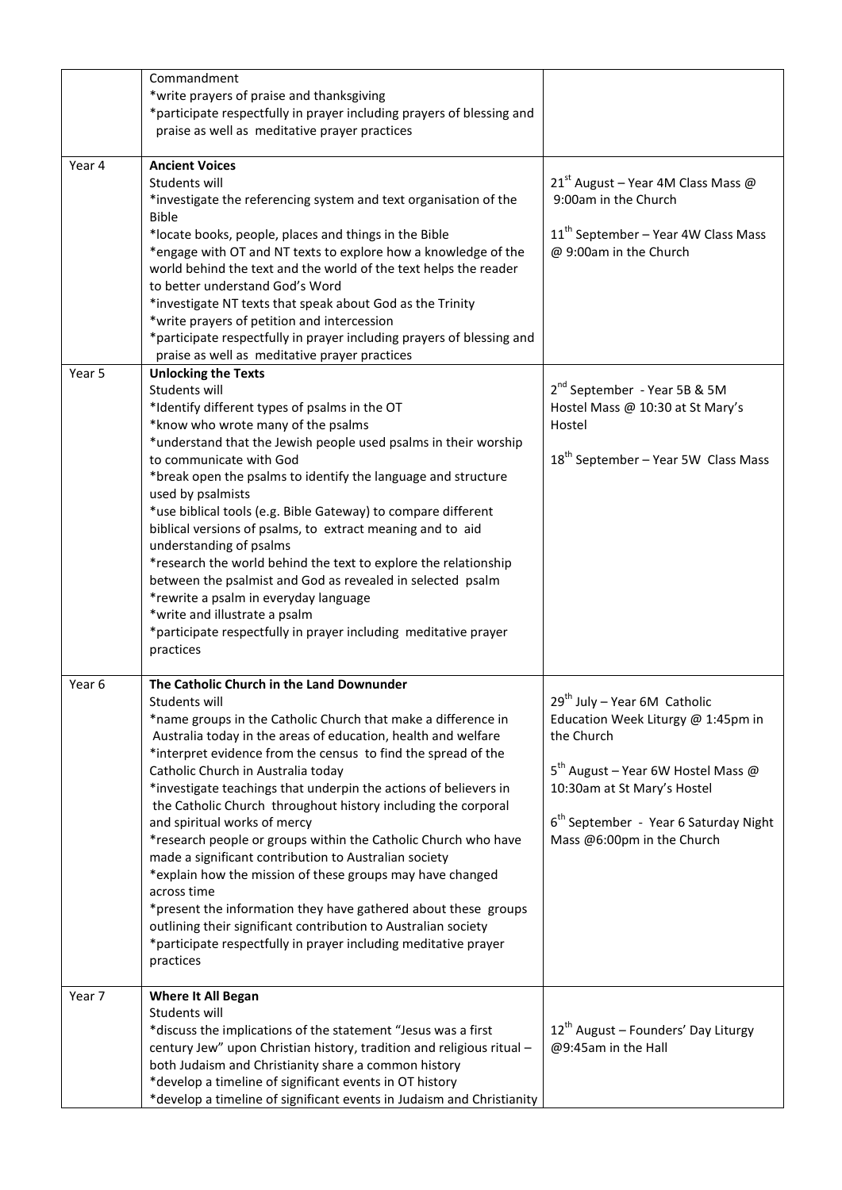| | | |
|---|---|---|
| | Commandment<br>*write prayers of praise and thanksgiving<br>*participate respectfully in prayer including prayers of blessing and praise as well as meditative prayer practices | |
| Year 4 | **Ancient Voices**<br>Students will<br>*investigate the referencing system and text organisation of the Bible<br>*locate books, people, places and things in the Bible<br>*engage with OT and NT texts to explore how a knowledge of the world behind the text and the world of the text helps the reader to better understand God's Word<br>*investigate NT texts that speak about God as the Trinity<br>*write prayers of petition and intercession<br>*participate respectfully in prayer including prayers of blessing and praise as well as meditative prayer practices | 21st August – Year 4M Class Mass @ 9:00am in the Church<br><br>11th September – Year 4W Class Mass @ 9:00am in the Church |
| Year 5 | **Unlocking the Texts**<br>Students will<br>*Identify different types of psalms in the OT<br>*know who wrote many of the psalms<br>*understand that the Jewish people used psalms in their worship to communicate with God<br>*break open the psalms to identify the language and structure used by psalmists<br>*use biblical tools (e.g. Bible Gateway) to compare different biblical versions of psalms, to extract meaning and to aid understanding of psalms<br>*research the world behind the text to explore the relationship between the psalmist and God as revealed in selected psalm<br>*rewrite a psalm in everyday language<br>*write and illustrate a psalm<br>*participate respectfully in prayer including meditative prayer practices | 2nd September - Year 5B & 5M Hostel Mass @ 10:30 at St Mary's Hostel<br><br>18th September – Year 5W Class Mass |
| Year 6 | **The Catholic Church in the Land Downunder**<br>Students will<br>*name groups in the Catholic Church that make a difference in Australia today in the areas of education, health and welfare<br>*interpret evidence from the census to find the spread of the Catholic Church in Australia today<br>*investigate teachings that underpin the actions of believers in the Catholic Church throughout history including the corporal and spiritual works of mercy<br>*research people or groups within the Catholic Church who have made a significant contribution to Australian society<br>*explain how the mission of these groups may have changed across time<br>*present the information they have gathered about these groups outlining their significant contribution to Australian society<br>*participate respectfully in prayer including meditative prayer practices | 29th July – Year 6M Catholic Education Week Liturgy @ 1:45pm in the Church<br><br>5th August – Year 6W Hostel Mass @ 10:30am at St Mary's Hostel<br><br>6th September - Year 6 Saturday Night Mass @6:00pm in the Church |
| Year 7 | **Where It All Began**<br>Students will<br>*discuss the implications of the statement "Jesus was a first century Jew" upon Christian history, tradition and religious ritual – both Judaism and Christianity share a common history<br>*develop a timeline of significant events in OT history<br>*develop a timeline of significant events in Judaism and Christianity | 12th August – Founders' Day Liturgy @9:45am in the Hall |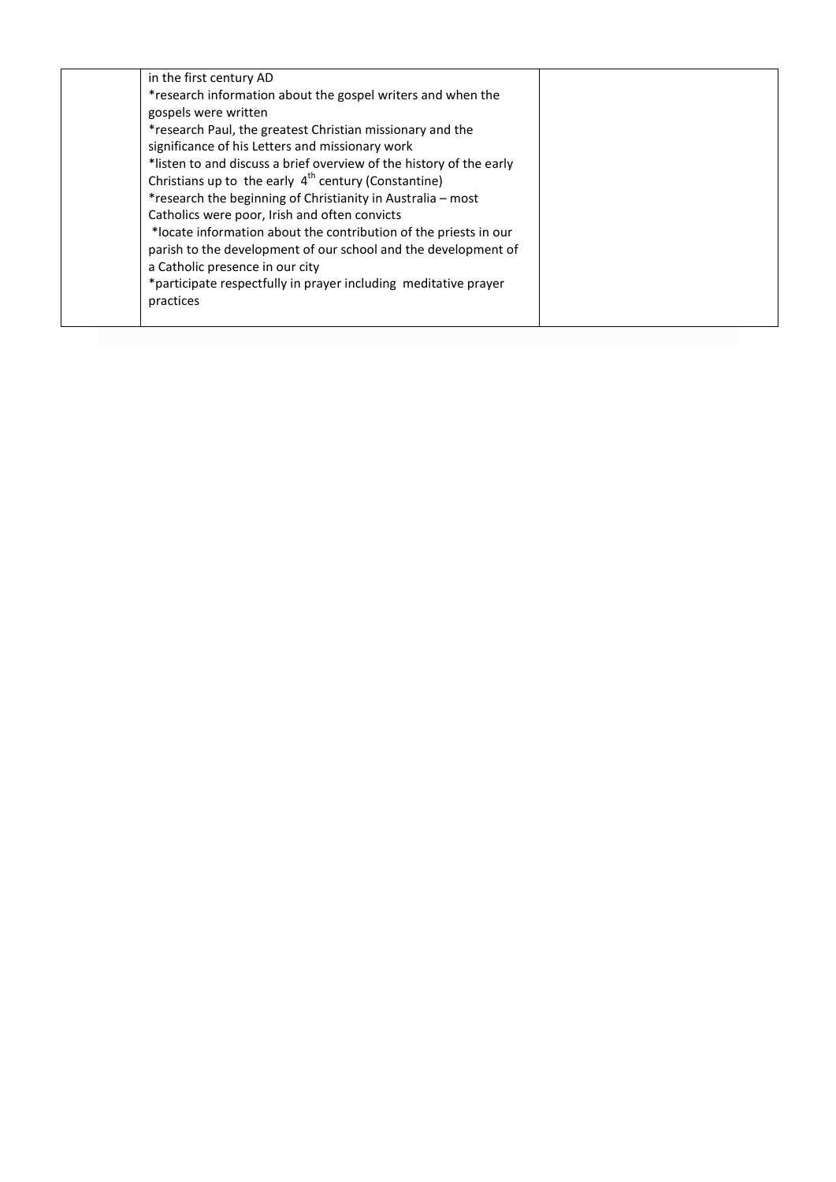| | | |
|---|---|---|
| | in the first century AD<br>*research information about the gospel writers and when the gospels were written<br>*research Paul, the greatest Christian missionary and the significance of his Letters and missionary work<br>*listen to and discuss a brief overview of the history of the early Christians up to the early 4th century (Constantine)<br>*research the beginning of Christianity in Australia – most Catholics were poor, Irish and often convicts<br>*locate information about the contribution of the priests in our parish to the development of our school and the development of a Catholic presence in our city<br>*participate respectfully in prayer including meditative prayer practices | |